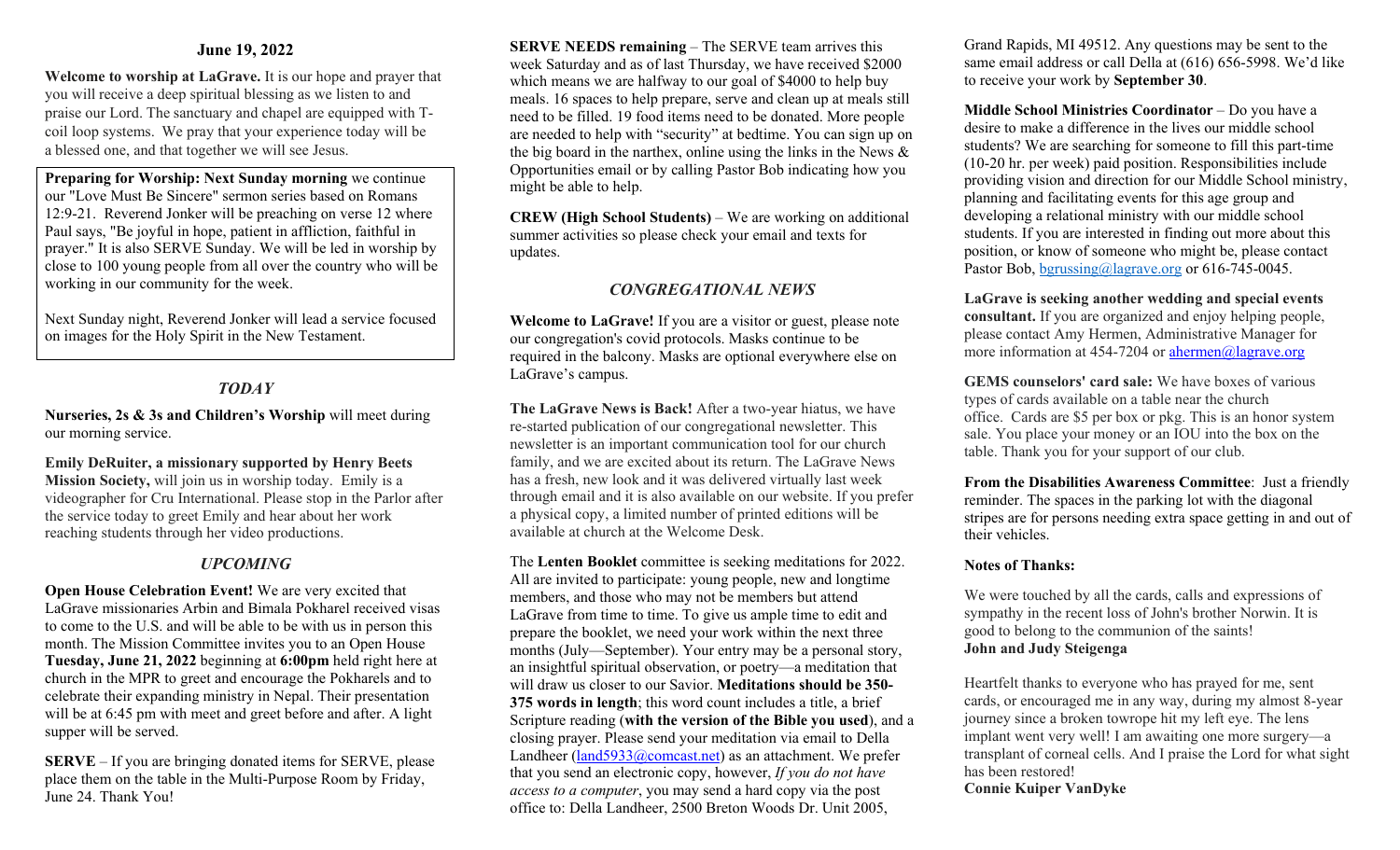## June 19, 2022

**Welcome to worship at LaGrave.** It is our hope and prayer that you will receive a deep spiritual blessing as we listen to and praise our Lord. The sanctuary and chapel are equipped with T-coil loop systems. We pray that your experience today will be a blessed one, and that together we will see Jesus.

**Preparing for Worship: Next Sunday morning** we continue our "Love Must Be Sincere" sermon series based on Romans 12:9-21. Reverend Jonker will be preaching on verse 12 where Paul says, "Be joyful in hope, patient in affliction, faithful in prayer." It is also SERVE Sunday. We will be led in worship by close to 100 young people from all over the country who will be working in our community for the week.

Next Sunday night, Reverend Jonker will lead a service focused on images for the Holy Spirit in the New Testament.

### *TODAY*

**Nurseries, 2s & 3s and Children's Worship** will meet during our morning service.

**Emily DeRuiter, a missionary supported by Henry Beets Mission Society,** will join us in worship today. Emily is a videographer for Cru International. Please stop in the Parlor after the service today to greet Emily and hear about her work reaching students through her video productions.

### *UPCOMING*

**Open House Celebration Event!** We are very excited that LaGrave missionaries Arbin and Bimala Pokharel received visas to come to the U.S. and will be able to be with us in person this month. The Mission Committee invites you to an Open House **Tuesday, June 21, 2022** beginning at **6:00pm** held right here at church in the MPR to greet and encourage the Pokharels and to celebrate their expanding ministry in Nepal. Their presentation will be at 6:45 pm with meet and greet before and after. A light supper will be served.

**SERVE** – If you are bringing donated items for SERVE, please place them on the table in the Multi-Purpose Room by Friday, June 24. Thank You!

**SERVE NEEDS remaining** – The SERVE team arrives this week Saturday and as of last Thursday, we have received $2000 which means we are halfway to our goal of $4000 to help buy meals. 16 spaces to help prepare, serve and clean up at meals still need to be filled. 19 food items need to be donated. More people are needed to help with "security" at bedtime. You can sign up on the big board in the narthex, online using the links in the News & Opportunities email or by calling Pastor Bob indicating how you might be able to help.

**CREW (High School Students)** – We are working on additional summer activities so please check your email and texts for updates.

### *CONGREGATIONAL NEWS*

**Welcome to LaGrave!** If you are a visitor or guest, please note our congregation's covid protocols. Masks continue to be required in the balcony. Masks are optional everywhere else on LaGrave's campus.

**The LaGrave News is Back!** After a two-year hiatus, we have re-started publication of our congregational newsletter. This newsletter is an important communication tool for our church family, and we are excited about its return. The LaGrave News has a fresh, new look and it was delivered virtually last week through email and it is also available on our website. If you prefer a physical copy, a limited number of printed editions will be available at church at the Welcome Desk.

The **Lenten Booklet** committee is seeking meditations for 2022. All are invited to participate: young people, new and longtime members, and those who may not be members but attend LaGrave from time to time. To give us ample time to edit and prepare the booklet, we need your work within the next three months (July—September). Your entry may be a personal story, an insightful spiritual observation, or poetry—a meditation that will draw us closer to our Savior. **Meditations should be 350-375 words in length**; this word count includes a title, a brief Scripture reading (**with the version of the Bible you used**), and a closing prayer. Please send your meditation via email to Della Landheer (land5933@comcast.net) as an attachment. We prefer that you send an electronic copy, however, *If you do not have access to a computer*, you may send a hard copy via the post office to: Della Landheer, 2500 Breton Woods Dr. Unit 2005, Grand Rapids, MI 49512. Any questions may be sent to the same email address or call Della at (616) 656-5998. We'd like to receive your work by **September 30**.

**Middle School Ministries Coordinator** – Do you have a desire to make a difference in the lives our middle school students? We are searching for someone to fill this part-time (10-20 hr. per week) paid position. Responsibilities include providing vision and direction for our Middle School ministry, planning and facilitating events for this age group and developing a relational ministry with our middle school students. If you are interested in finding out more about this position, or know of someone who might be, please contact Pastor Bob, bgrussing@lagrave.org or 616-745-0045.

**LaGrave is seeking another wedding and special events consultant.** If you are organized and enjoy helping people, please contact Amy Hermen, Administrative Manager for more information at 454-7204 or ahermen@lagrave.org

**GEMS counselors' card sale:** We have boxes of various types of cards available on a table near the church office. Cards are $5 per box or pkg. This is an honor system sale. You place your money or an IOU into the box on the table. Thank you for your support of our club.

**From the Disabilities Awareness Committee**: Just a friendly reminder. The spaces in the parking lot with the diagonal stripes are for persons needing extra space getting in and out of their vehicles.

**Notes of Thanks:**

We were touched by all the cards, calls and expressions of sympathy in the recent loss of John's brother Norwin. It is good to belong to the communion of the saints!
**John and Judy Steigenga**

Heartfelt thanks to everyone who has prayed for me, sent cards, or encouraged me in any way, during my almost 8-year journey since a broken towrope hit my left eye. The lens implant went very well! I am awaiting one more surgery—a transplant of corneal cells. And I praise the Lord for what sight has been restored!
**Connie Kuiper VanDyke**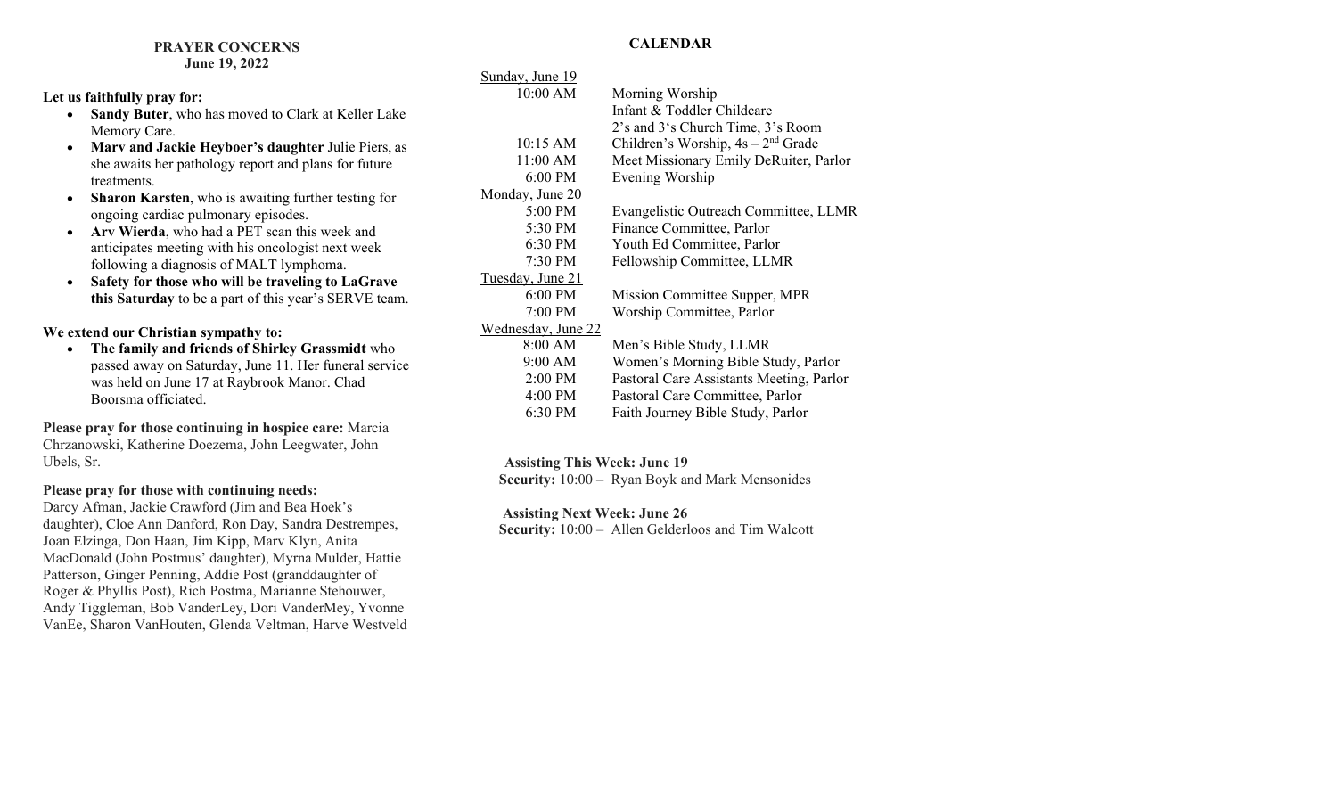## PRAYER CONCERNS
### June 19, 2022

**Let us faithfully pray for:**

- **Sandy Buter**, who has moved to Clark at Keller Lake Memory Care.
- **Marv and Jackie Heyboer's daughter** Julie Piers, as she awaits her pathology report and plans for future treatments.
- **Sharon Karsten**, who is awaiting further testing for ongoing cardiac pulmonary episodes.
- **Arv Wierda**, who had a PET scan this week and anticipates meeting with his oncologist next week following a diagnosis of MALT lymphoma.
- **Safety for those who will be traveling to LaGrave this Saturday** to be a part of this year's SERVE team.

**We extend our Christian sympathy to:**

- **The family and friends of Shirley Grassmidt** who passed away on Saturday, June 11. Her funeral service was held on June 17 at Raybrook Manor. Chad Boorsma officiated.

**Please pray for those continuing in hospice care:** Marcia Chrzanowski, Katherine Doezema, John Leegwater, John Ubels, Sr.

**Please pray for those with continuing needs:**
Darcy Afman, Jackie Crawford (Jim and Bea Hoek's daughter), Cloe Ann Danford, Ron Day, Sandra Destrempes, Joan Elzinga, Don Haan, Jim Kipp, Marv Klyn, Anita MacDonald (John Postmus' daughter), Myrna Mulder, Hattie Patterson, Ginger Penning, Addie Post (granddaughter of Roger & Phyllis Post), Rich Postma, Marianne Stehouwer, Andy Tiggleman, Bob VanderLey, Dori VanderMey, Yvonne VanEe, Sharon VanHouten, Glenda Veltman, Harve Westveld

## CALENDAR

| | |
|---|---|
| Sunday, June 19 | |
| 10:00 AM | Morning Worship |
| | Infant & Toddler Childcare |
| | 2's and 3's Church Time, 3's Room |
| 10:15 AM | Children's Worship, 4s – 2nd Grade |
| 11:00 AM | Meet Missionary Emily DeRuiter, Parlor |
| 6:00 PM | Evening Worship |
| Monday, June 20 | |
| 5:00 PM | Evangelistic Outreach Committee, LLMR |
| 5:30 PM | Finance Committee, Parlor |
| 6:30 PM | Youth Ed Committee, Parlor |
| 7:30 PM | Fellowship Committee, LLMR |
| Tuesday, June 21 | |
| 6:00 PM | Mission Committee Supper, MPR |
| 7:00 PM | Worship Committee, Parlor |
| Wednesday, June 22 | |
| 8:00 AM | Men's Bible Study, LLMR |
| 9:00 AM | Women's Morning Bible Study, Parlor |
| 2:00 PM | Pastoral Care Assistants Meeting, Parlor |
| 4:00 PM | Pastoral Care Committee, Parlor |
| 6:30 PM | Faith Journey Bible Study, Parlor |

**Assisting This Week: June 19**
**Security:** 10:00 – Ryan Boyk and Mark Mensonides

**Assisting Next Week: June 26**
**Security:** 10:00 – Allen Gelderloos and Tim Walcott